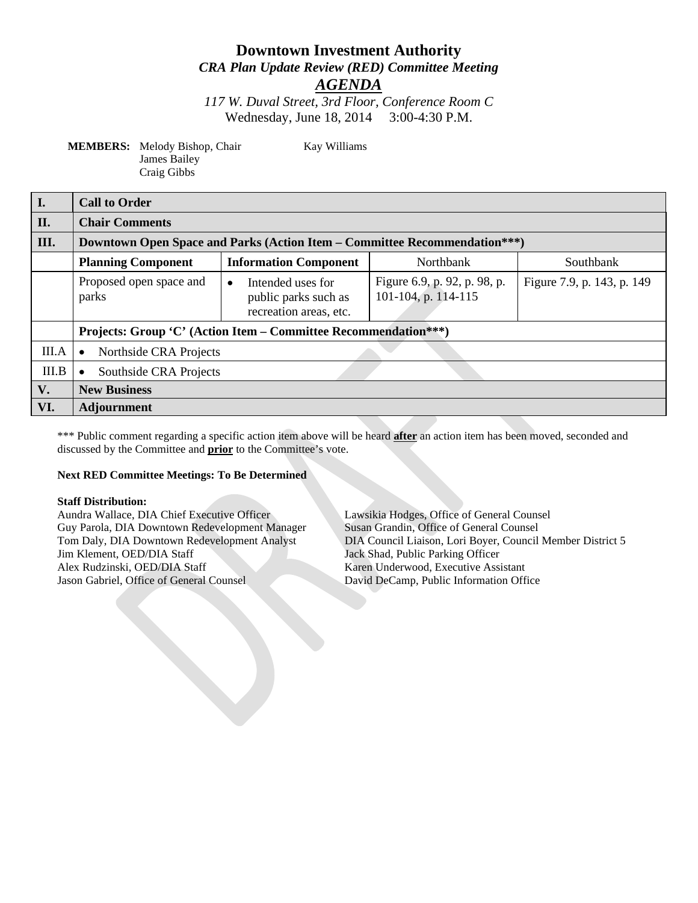# Downtown Investment Authority

### *CRA Plan Update Review (RED) Committee Meeting*

### ***AGENDA***

*117 W. Duval Street, 3rd Floor, Conference Room C*
Wednesday, June 18, 2014 3:00-4:30 P.M.

**MEMBERS:** Melody Bishop, Chair
James Bailey
Craig Gibbs
Kay Williams

| | | | | |
|---|---|---|---|---|
| **I.** | **Call to Order** | | | |
| **II.** | **Chair Comments** | | | |
| **III.** | **Downtown Open Space and Parks (Action Item – Committee Recommendation\*\*\*)** | | | |
| | **Planning Component** | **Information Component** | Northbank | Southbank |
| | Proposed open space and parks | • Intended uses for public parks such as recreation areas, etc. | Figure 6.9, p. 92, p. 98, p. 101-104, p. 114-115 | Figure 7.9, p. 143, p. 149 |
| | **Projects: Group 'C' (Action Item – Committee Recommendation\*\*\*)** | | | |
| III.A | • Northside CRA Projects | | | |
| III.B | • Southside CRA Projects | | | |
| **V.** | **New Business** | | | |
| **VI.** | **Adjournment** | | | |

\*\*\* Public comment regarding a specific action item above will be heard **after** an action item has been moved, seconded and discussed by the Committee and **prior** to the Committee's vote.

**Next RED Committee Meetings: To Be Determined**

**Staff Distribution:**

Aundra Wallace, DIA Chief Executive Officer
Guy Parola, DIA Downtown Redevelopment Manager
Tom Daly, DIA Downtown Redevelopment Analyst
Jim Klement, OED/DIA Staff
Alex Rudzinski, OED/DIA Staff
Jason Gabriel, Office of General Counsel
Lawsikia Hodges, Office of General Counsel
Susan Grandin, Office of General Counsel
DIA Council Liaison, Lori Boyer, Council Member District 5
Jack Shad, Public Parking Officer
Karen Underwood, Executive Assistant
David DeCamp, Public Information Office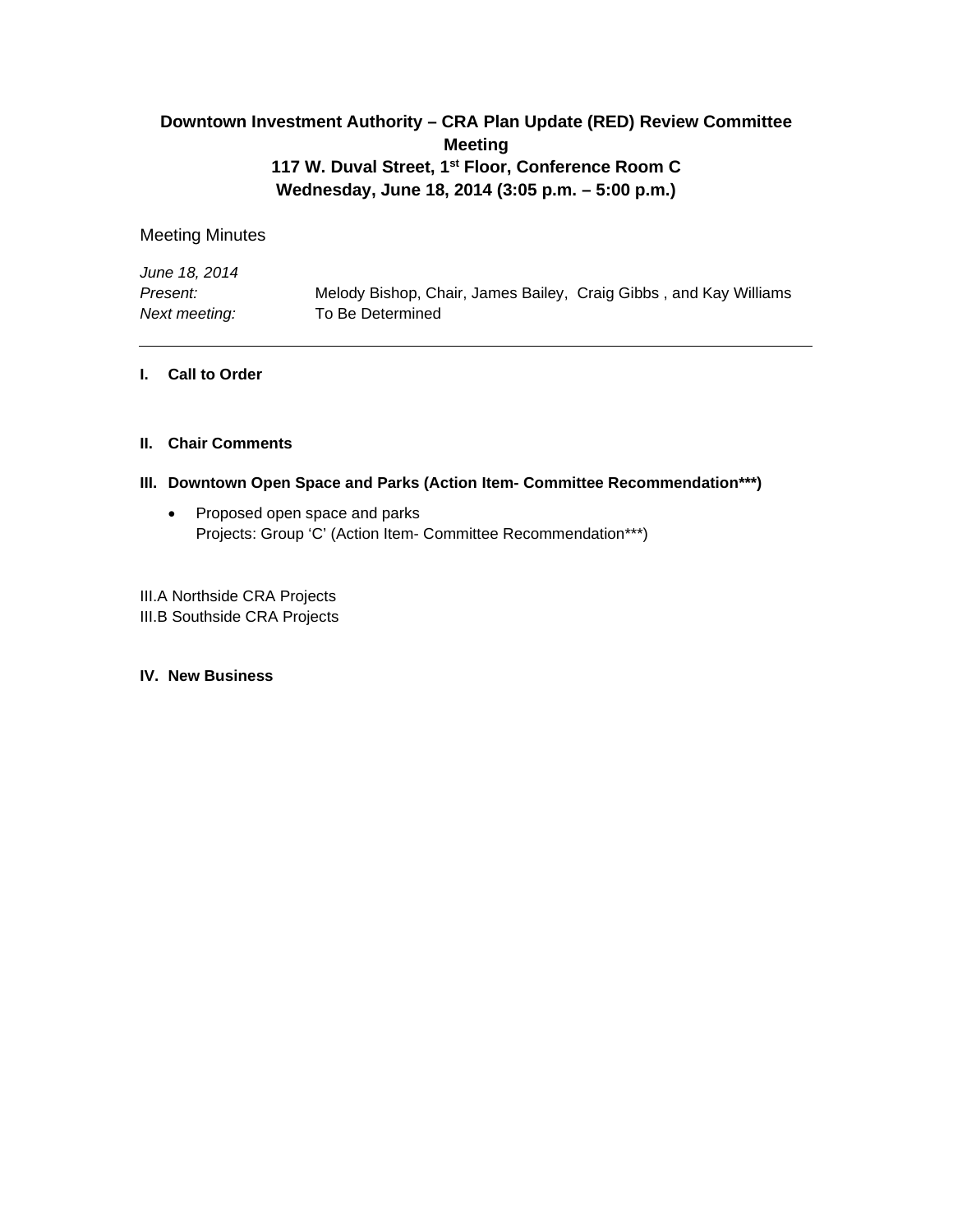**Downtown Investment Authority – CRA Plan Update (RED) Review Committee Meeting**
**117 W. Duval Street, 1st Floor, Conference Room C**
**Wednesday, June 18, 2014 (3:05 p.m. – 5:00 p.m.)**

Meeting Minutes

*June 18, 2014*
*Present:* Melody Bishop, Chair, James Bailey, Craig Gibbs , and Kay Williams
*Next meeting:* To Be Determined

---

**I. Call to Order**

**II. Chair Comments**

**III. Downtown Open Space and Parks (Action Item- Committee Recommendation***)**

- Proposed open space and parks
  Projects: Group 'C' (Action Item- Committee Recommendation***)

III.A Northside CRA Projects
III.B Southside CRA Projects

**IV. New Business**